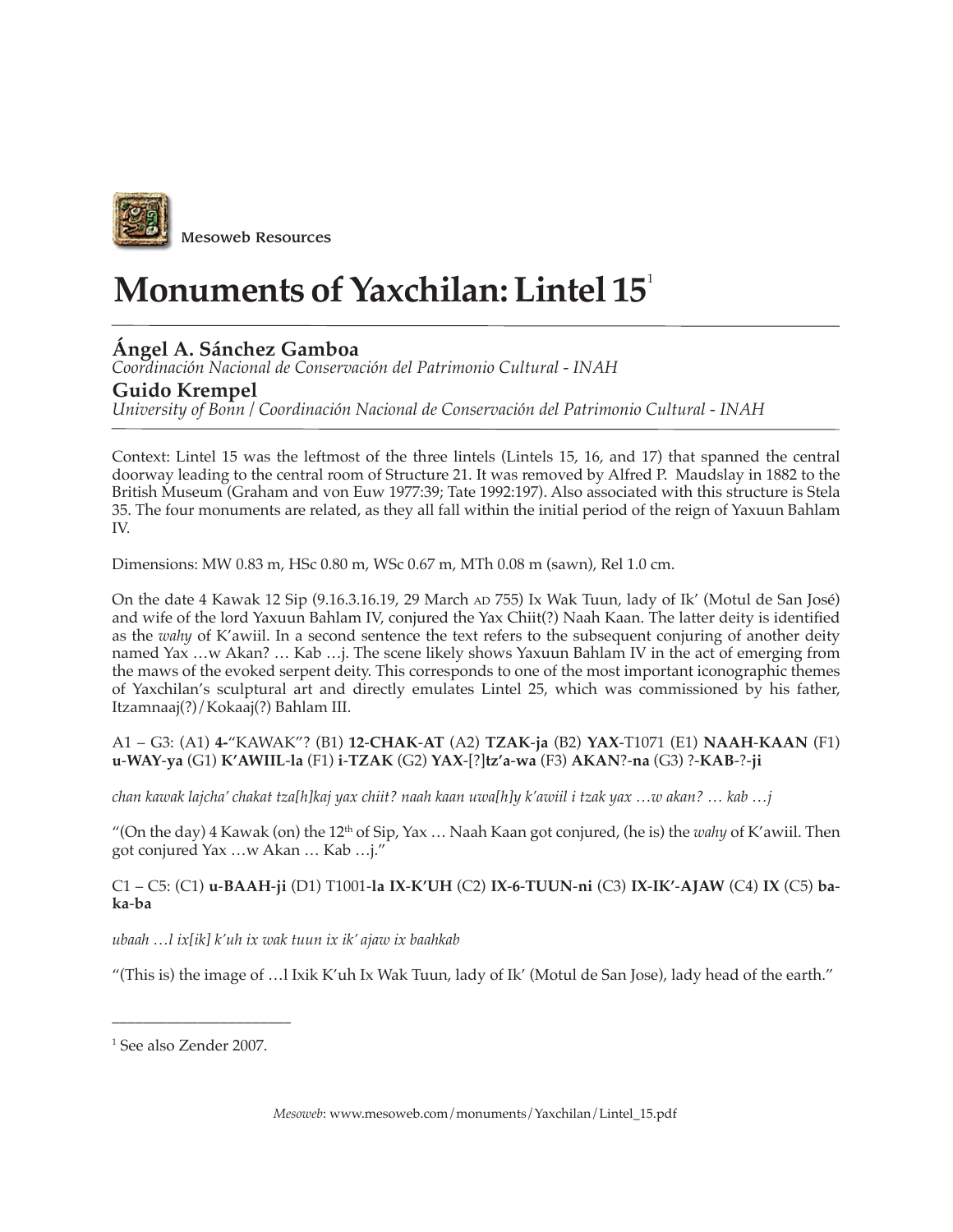Mesoweb Resources

# Monuments of Yaxchilan: Lintel 15[1]

**Ángel A. Sánchez Gamboa**
*Coordinación Nacional de Conservación del Patrimonio Cultural - INAH*

**Guido Krempel**
*University of Bonn / Coordinación Nacional de Conservación del Patrimonio Cultural - INAH*

---

Context: Lintel 15 was the leftmost of the three lintels (Lintels 15, 16, and 17) that spanned the central doorway leading to the central room of Structure 21. It was removed by Alfred P. Maudslay in 1882 to the British Museum (Graham and von Euw 1977:39; Tate 1992:197). Also associated with this structure is Stela 35. The four monuments are related, as they all fall within the initial period of the reign of Yaxuun Bahlam IV.

Dimensions: MW 0.83 m, HSc 0.80 m, WSc 0.67 m, MTh 0.08 m (sawn), Rel 1.0 cm.

On the date 4 Kawak 12 Sip (9.16.3.16.19, 29 March AD 755) Ix Wak Tuun, lady of Ik' (Motul de San José) and wife of the lord Yaxuun Bahlam IV, conjured the Yax Chiit(?) Naah Kaan. The latter deity is identified as the *wahy* of K'awiil. In a second sentence the text refers to the subsequent conjuring of another deity named Yax …w Akan? … Kab …j. The scene likely shows Yaxuun Bahlam IV in the act of emerging from the maws of the evoked serpent deity. This corresponds to one of the most important iconographic themes of Yaxchilan's sculptural art and directly emulates Lintel 25, which was commissioned by his father, Itzamnaaj(?)/Kokaaj(?) Bahlam III.

A1 – G3: (A1) **4-**"KAWAK"? (B1) **12-CHAK-AT** (A2) **TZAK-ja** (B2) **YAX**-T1071 (E1) **NAAH-KAAN** (F1) **u-WAY-ya** (G1) **K'AWIIL-la** (F1) **i-TZAK** (G2) **YAX-**[?]**tz'a-wa** (F3) **AKAN**?**-na** (G3) ?**-KAB**-?**-ji**

*chan kawak lajcha' chakat tza[h]kaj yax chiit? naah kaan uwa[h]y k'awiil i tzak yax …w akan? … kab …j*

"(On the day) 4 Kawak (on) the 12th of Sip, Yax … Naah Kaan got conjured, (he is) the *wahy* of K'awiil. Then got conjured Yax …w Akan … Kab …j."

C1 – C5: (C1) **u-BAAH-ji** (D1) T1001-**la IX-K'UH** (C2) **IX-6-TUUN-ni** (C3) **IX-IK'-AJAW** (C4) **IX** (C5) **ba-ka-ba**

*ubaah …l ix[ik] k'uh ix wak tuun ix ik' ajaw ix baahkab*

"(This is) the image of …l Ixik K'uh Ix Wak Tuun, lady of Ik' (Motul de San Jose), lady head of the earth."

---

[1] See also Zender 2007.

*Mesoweb*: www.mesoweb.com/monuments/Yaxchilan/Lintel_15.pdf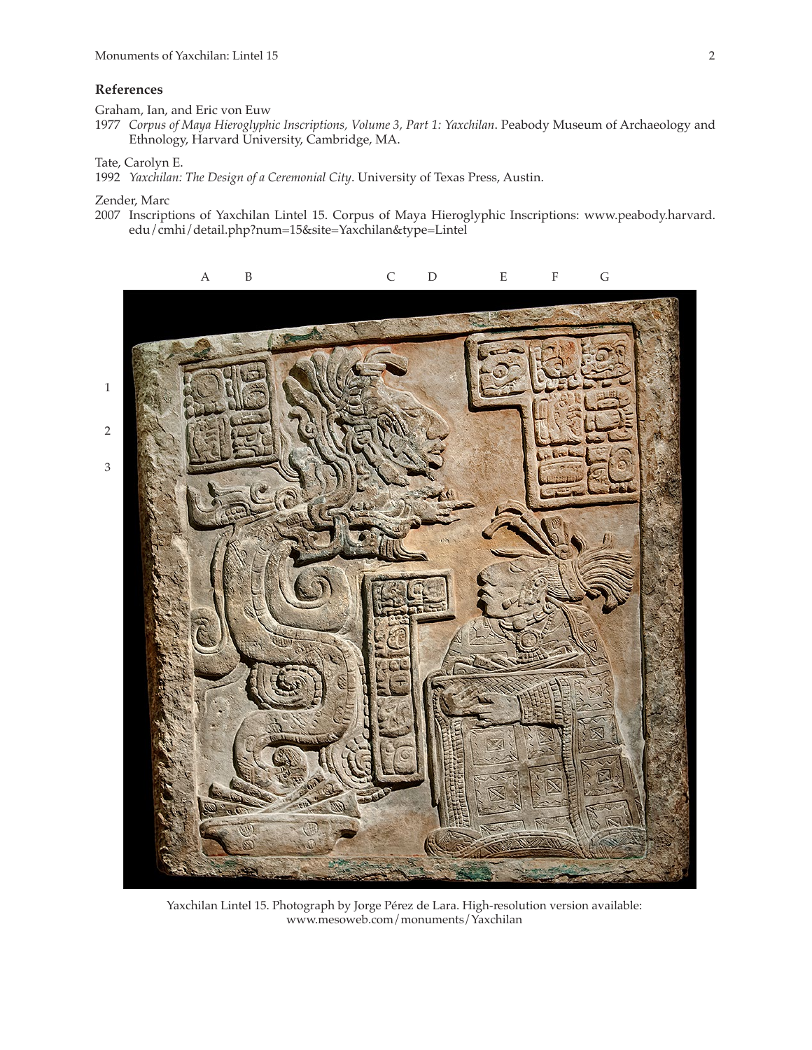## References

Graham, Ian, and Eric von Euw
1977 *Corpus of Maya Hieroglyphic Inscriptions, Volume 3, Part 1: Yaxchilan*. Peabody Museum of Archaeology and Ethnology, Harvard University, Cambridge, MA.

Tate, Carolyn E.
1992 *Yaxchilan: The Design of a Ceremonial City*. University of Texas Press, Austin.

Zender, Marc
2007 Inscriptions of Yaxchilan Lintel 15. Corpus of Maya Hieroglyphic Inscriptions: www.peabody.harvard.edu/cmhi/detail.php?num=15&site=Yaxchilan&type=Lintel

A B C D E F G

1

2

3

Yaxchilan Lintel 15. Photograph by Jorge Pérez de Lara. High-resolution version available: www.mesoweb.com/monuments/Yaxchilan